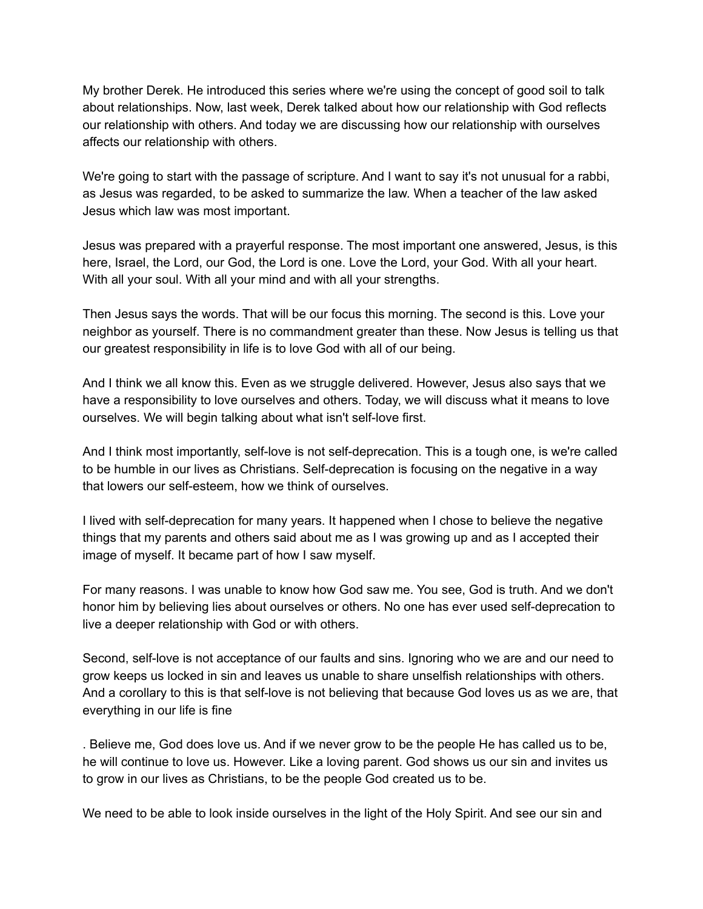My brother Derek. He introduced this series where we're using the concept of good soil to talk about relationships. Now, last week, Derek talked about how our relationship with God reflects our relationship with others. And today we are discussing how our relationship with ourselves affects our relationship with others.

We're going to start with the passage of scripture. And I want to say it's not unusual for a rabbi, as Jesus was regarded, to be asked to summarize the law. When a teacher of the law asked Jesus which law was most important.

Jesus was prepared with a prayerful response. The most important one answered, Jesus, is this here, Israel, the Lord, our God, the Lord is one. Love the Lord, your God. With all your heart. With all your soul. With all your mind and with all your strengths.

Then Jesus says the words. That will be our focus this morning. The second is this. Love your neighbor as yourself. There is no commandment greater than these. Now Jesus is telling us that our greatest responsibility in life is to love God with all of our being.

And I think we all know this. Even as we struggle delivered. However, Jesus also says that we have a responsibility to love ourselves and others. Today, we will discuss what it means to love ourselves. We will begin talking about what isn't self-love first.

And I think most importantly, self-love is not self-deprecation. This is a tough one, is we're called to be humble in our lives as Christians. Self-deprecation is focusing on the negative in a way that lowers our self-esteem, how we think of ourselves.

I lived with self-deprecation for many years. It happened when I chose to believe the negative things that my parents and others said about me as I was growing up and as I accepted their image of myself. It became part of how I saw myself.

For many reasons. I was unable to know how God saw me. You see, God is truth. And we don't honor him by believing lies about ourselves or others. No one has ever used self-deprecation to live a deeper relationship with God or with others.

Second, self-love is not acceptance of our faults and sins. Ignoring who we are and our need to grow keeps us locked in sin and leaves us unable to share unselfish relationships with others. And a corollary to this is that self-love is not believing that because God loves us as we are, that everything in our life is fine

. Believe me, God does love us. And if we never grow to be the people He has called us to be, he will continue to love us. However. Like a loving parent. God shows us our sin and invites us to grow in our lives as Christians, to be the people God created us to be.

We need to be able to look inside ourselves in the light of the Holy Spirit. And see our sin and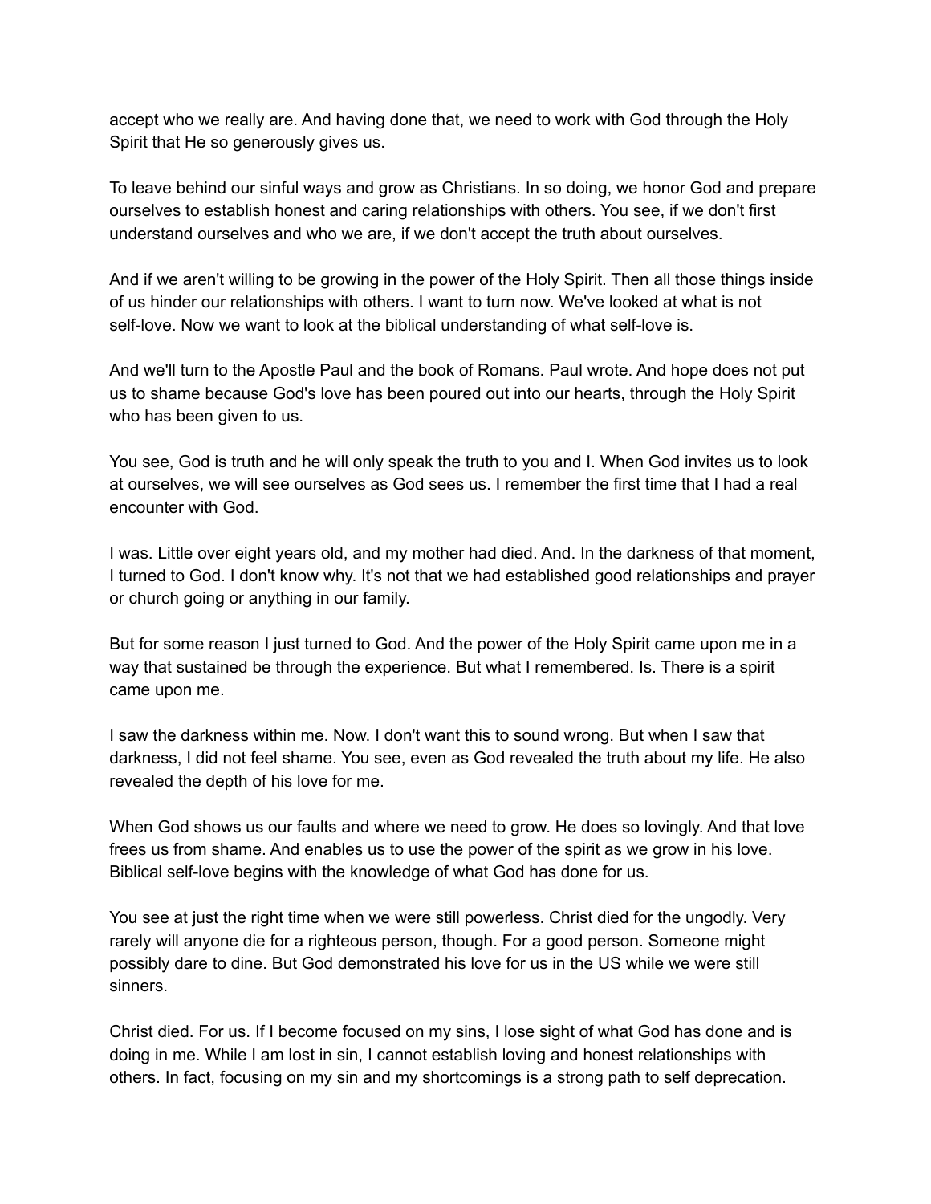accept who we really are. And having done that, we need to work with God through the Holy Spirit that He so generously gives us.

To leave behind our sinful ways and grow as Christians. In so doing, we honor God and prepare ourselves to establish honest and caring relationships with others. You see, if we don't first understand ourselves and who we are, if we don't accept the truth about ourselves.

And if we aren't willing to be growing in the power of the Holy Spirit. Then all those things inside of us hinder our relationships with others. I want to turn now. We've looked at what is not self-love. Now we want to look at the biblical understanding of what self-love is.

And we'll turn to the Apostle Paul and the book of Romans. Paul wrote. And hope does not put us to shame because God's love has been poured out into our hearts, through the Holy Spirit who has been given to us.

You see, God is truth and he will only speak the truth to you and I. When God invites us to look at ourselves, we will see ourselves as God sees us. I remember the first time that I had a real encounter with God.

I was. Little over eight years old, and my mother had died. And. In the darkness of that moment, I turned to God. I don't know why. It's not that we had established good relationships and prayer or church going or anything in our family.

But for some reason I just turned to God. And the power of the Holy Spirit came upon me in a way that sustained be through the experience. But what I remembered. Is. There is a spirit came upon me.

I saw the darkness within me. Now. I don't want this to sound wrong. But when I saw that darkness, I did not feel shame. You see, even as God revealed the truth about my life. He also revealed the depth of his love for me.

When God shows us our faults and where we need to grow. He does so lovingly. And that love frees us from shame. And enables us to use the power of the spirit as we grow in his love. Biblical self-love begins with the knowledge of what God has done for us.

You see at just the right time when we were still powerless. Christ died for the ungodly. Very rarely will anyone die for a righteous person, though. For a good person. Someone might possibly dare to dine. But God demonstrated his love for us in the US while we were still sinners.

Christ died. For us. If I become focused on my sins, I lose sight of what God has done and is doing in me. While I am lost in sin, I cannot establish loving and honest relationships with others. In fact, focusing on my sin and my shortcomings is a strong path to self deprecation.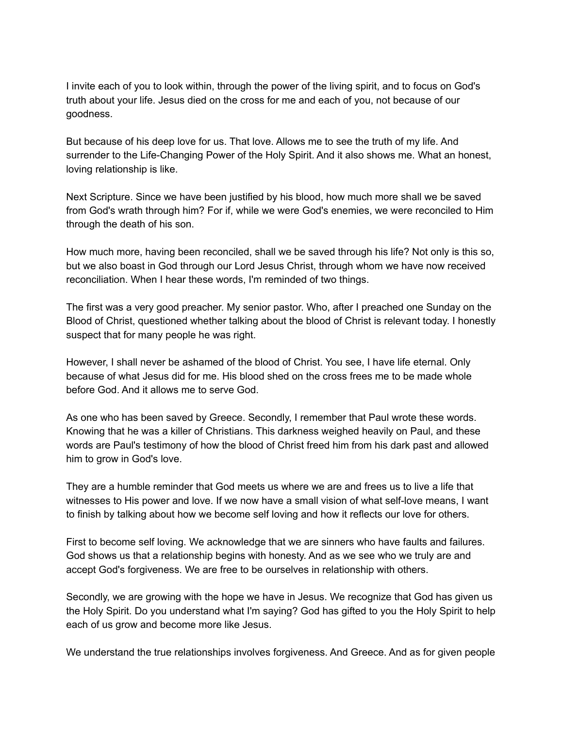I invite each of you to look within, through the power of the living spirit, and to focus on God's truth about your life. Jesus died on the cross for me and each of you, not because of our goodness.

But because of his deep love for us. That love. Allows me to see the truth of my life. And surrender to the Life-Changing Power of the Holy Spirit. And it also shows me. What an honest, loving relationship is like.

Next Scripture. Since we have been justified by his blood, how much more shall we be saved from God's wrath through him? For if, while we were God's enemies, we were reconciled to Him through the death of his son.

How much more, having been reconciled, shall we be saved through his life? Not only is this so, but we also boast in God through our Lord Jesus Christ, through whom we have now received reconciliation. When I hear these words, I'm reminded of two things.

The first was a very good preacher. My senior pastor. Who, after I preached one Sunday on the Blood of Christ, questioned whether talking about the blood of Christ is relevant today. I honestly suspect that for many people he was right.

However, I shall never be ashamed of the blood of Christ. You see, I have life eternal. Only because of what Jesus did for me. His blood shed on the cross frees me to be made whole before God. And it allows me to serve God.

As one who has been saved by Greece. Secondly, I remember that Paul wrote these words. Knowing that he was a killer of Christians. This darkness weighed heavily on Paul, and these words are Paul's testimony of how the blood of Christ freed him from his dark past and allowed him to grow in God's love.

They are a humble reminder that God meets us where we are and frees us to live a life that witnesses to His power and love. If we now have a small vision of what self-love means, I want to finish by talking about how we become self loving and how it reflects our love for others.

First to become self loving. We acknowledge that we are sinners who have faults and failures. God shows us that a relationship begins with honesty. And as we see who we truly are and accept God's forgiveness. We are free to be ourselves in relationship with others.

Secondly, we are growing with the hope we have in Jesus. We recognize that God has given us the Holy Spirit. Do you understand what I'm saying? God has gifted to you the Holy Spirit to help each of us grow and become more like Jesus.

We understand the true relationships involves forgiveness. And Greece. And as for given people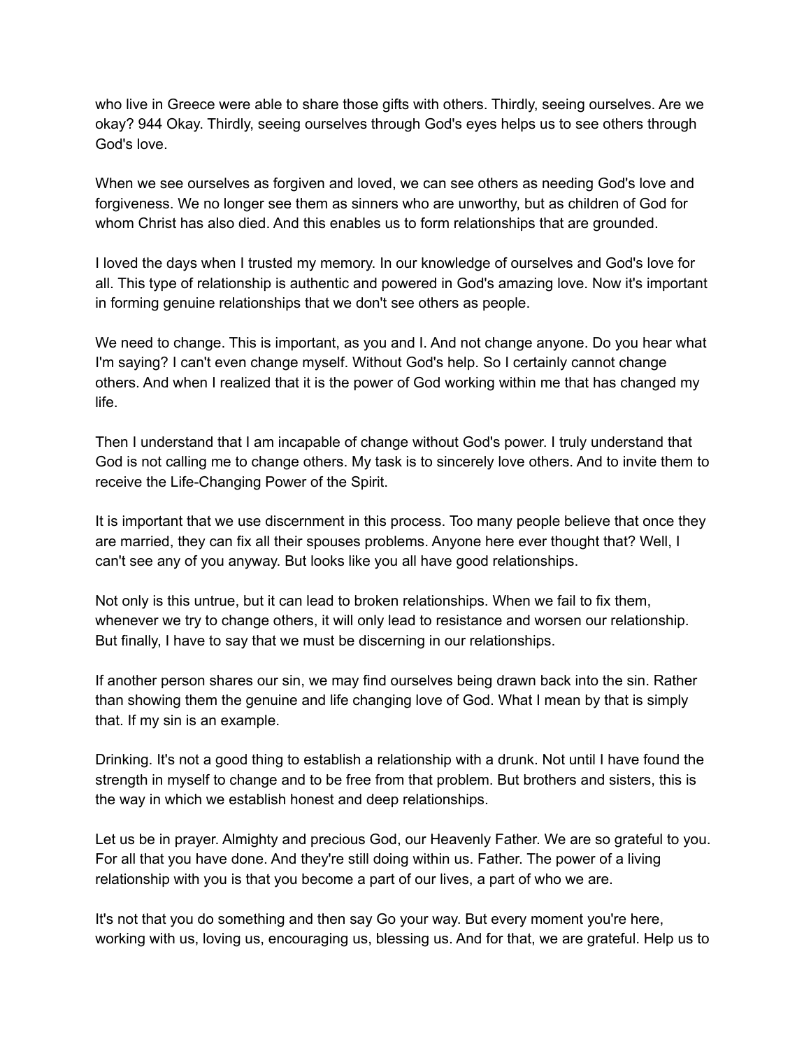who live in Greece were able to share those gifts with others. Thirdly, seeing ourselves. Are we okay? 944 Okay. Thirdly, seeing ourselves through God's eyes helps us to see others through God's love.

When we see ourselves as forgiven and loved, we can see others as needing God's love and forgiveness. We no longer see them as sinners who are unworthy, but as children of God for whom Christ has also died. And this enables us to form relationships that are grounded.

I loved the days when I trusted my memory. In our knowledge of ourselves and God's love for all. This type of relationship is authentic and powered in God's amazing love. Now it's important in forming genuine relationships that we don't see others as people.

We need to change. This is important, as you and I. And not change anyone. Do you hear what I'm saying? I can't even change myself. Without God's help. So I certainly cannot change others. And when I realized that it is the power of God working within me that has changed my life.

Then I understand that I am incapable of change without God's power. I truly understand that God is not calling me to change others. My task is to sincerely love others. And to invite them to receive the Life-Changing Power of the Spirit.

It is important that we use discernment in this process. Too many people believe that once they are married, they can fix all their spouses problems. Anyone here ever thought that? Well, I can't see any of you anyway. But looks like you all have good relationships.

Not only is this untrue, but it can lead to broken relationships. When we fail to fix them, whenever we try to change others, it will only lead to resistance and worsen our relationship. But finally, I have to say that we must be discerning in our relationships.

If another person shares our sin, we may find ourselves being drawn back into the sin. Rather than showing them the genuine and life changing love of God. What I mean by that is simply that. If my sin is an example.

Drinking. It's not a good thing to establish a relationship with a drunk. Not until I have found the strength in myself to change and to be free from that problem. But brothers and sisters, this is the way in which we establish honest and deep relationships.

Let us be in prayer. Almighty and precious God, our Heavenly Father. We are so grateful to you. For all that you have done. And they're still doing within us. Father. The power of a living relationship with you is that you become a part of our lives, a part of who we are.

It's not that you do something and then say Go your way. But every moment you're here, working with us, loving us, encouraging us, blessing us. And for that, we are grateful. Help us to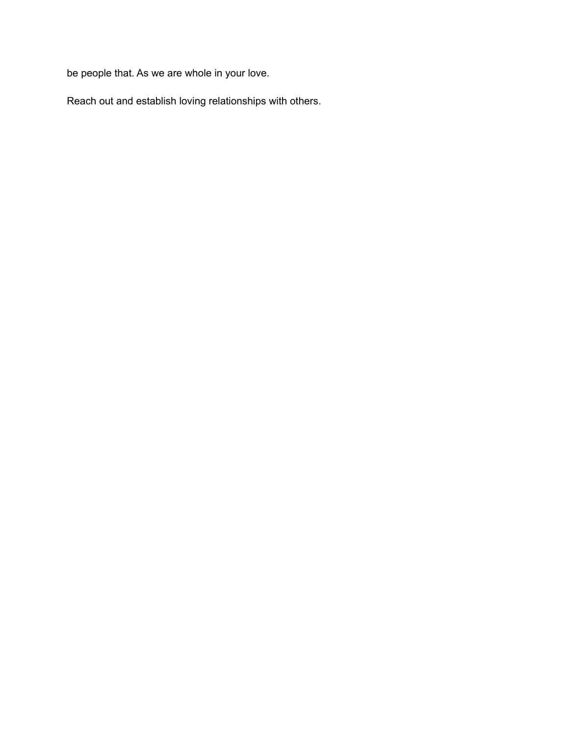be people that. As we are whole in your love.

Reach out and establish loving relationships with others.